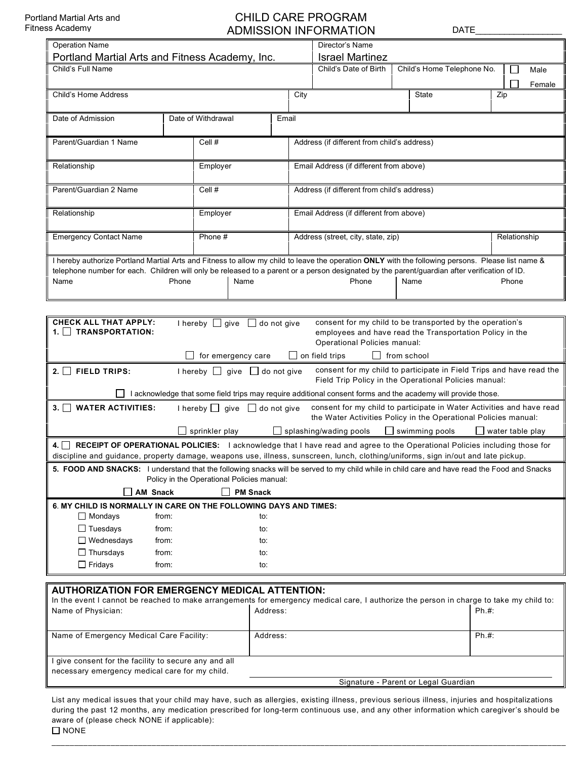Portland Martial Arts and Fitness Academy

# CHILD CARE PROGRAM ADMISSION INFORMATION

DATE________________

| Operation Name | Director's Name |
|---|---|
| Portland Martial Arts and Fitness Academy, Inc. | Israel Martinez |

| Child's Full Name | Child's Date of Birth | Child's Home Telephone No. | ☐ Male ☐ Female |
|---|---|---|---|
| | | | |

| Child's Home Address | City | State | Zip |
|---|---|---|---|
| | | | |

| Date of Admission | Date of Withdrawal | Email |
|---|---|---|
| | | |

| Parent/Guardian 1 Name | Cell # | Address (if different from child's address) |
|---|---|---|
| | | |
| **Relationship** | **Employer** | **Email Address (if different from above)** |
| | | |

| Parent/Guardian 2 Name | Cell # | Address (if different from child's address) |
|---|---|---|
| | | |
| **Relationship** | **Employer** | **Email Address (if different from above)** |
| | | |

| Emergency Contact Name | Phone # | Address (street, city, state, zip) | Relationship |
|---|---|---|---|
| | | | |

I hereby authorize Portland Martial Arts and Fitness to allow my child to leave the operation **ONLY** with the following persons. Please list name & telephone number for each. Children will only be released to a parent or a person designated by the parent/guardian after verification of ID.

| Name | Phone | Name | Phone | Name | Phone |
|---|---|---|---|---|---|
| | | | | | |

**CHECK ALL THAT APPLY:**

**1. ☐ TRANSPORTATION:** I hereby ☐ give ☐ do not give consent for my child to be transported by the operation's employees and have read the Transportation Policy in the Operational Policies manual:

☐ for emergency care ☐ on field trips ☐ from school

**2. ☐ FIELD TRIPS:** I hereby ☐ give ☐ do not give consent for my child to participate in Field Trips and have read the Field Trip Policy in the Operational Policies manual:

☐ I acknowledge that some field trips may require additional consent forms and the academy will provide those.

**3. ☐ WATER ACTIVITIES:** I hereby ☐ give ☐ do not give consent for my child to participate in Water Activities and have read the Water Activities Policy in the Operational Policies manual:

☐ sprinkler play ☐ splashing/wading pools ☐ swimming pools ☐ water table play

**4. ☐ RECEIPT OF OPERATIONAL POLICIES:** I acknowledge that I have read and agree to the Operational Policies including those for discipline and guidance, property damage, weapons use, illness, sunscreen, lunch, clothing/uniforms, sign in/out and late pickup.

**5. FOOD AND SNACKS:** I understand that the following snacks will be served to my child while in child care and have read the Food and Snacks Policy in the Operational Policies manual:

☐ **AM Snack** ☐ **PM Snack**

**6. MY CHILD IS NORMALLY IN CARE ON THE FOLLOWING DAYS AND TIMES:**

| Day | from: | to: |
|---|---|---|
| ☐ Mondays | | |
| ☐ Tuesdays | | |
| ☐ Wednesdays | | |
| ☐ Thursdays | | |
| ☐ Fridays | | |

## AUTHORIZATION FOR EMERGENCY MEDICAL ATTENTION:

In the event I cannot be reached to make arrangements for emergency medical care, I authorize the person in charge to take my child to:

| Name of Physician: | Address: | Ph.#: |
|---|---|---|
| **Name of Emergency Medical Care Facility:** | **Address:** | **Ph.#:** |

I give consent for the facility to secure any and all necessary emergency medical care for my child.

______________________________________
Signature - Parent or Legal Guardian

List any medical issues that your child may have, such as allergies, existing illness, previous serious illness, injuries and hospitalizations during the past 12 months, any medication prescribed for long-term continuous use, and any other information which caregiver's should be aware of (please check NONE if applicable):

☐ NONE

______________________________________________________________________________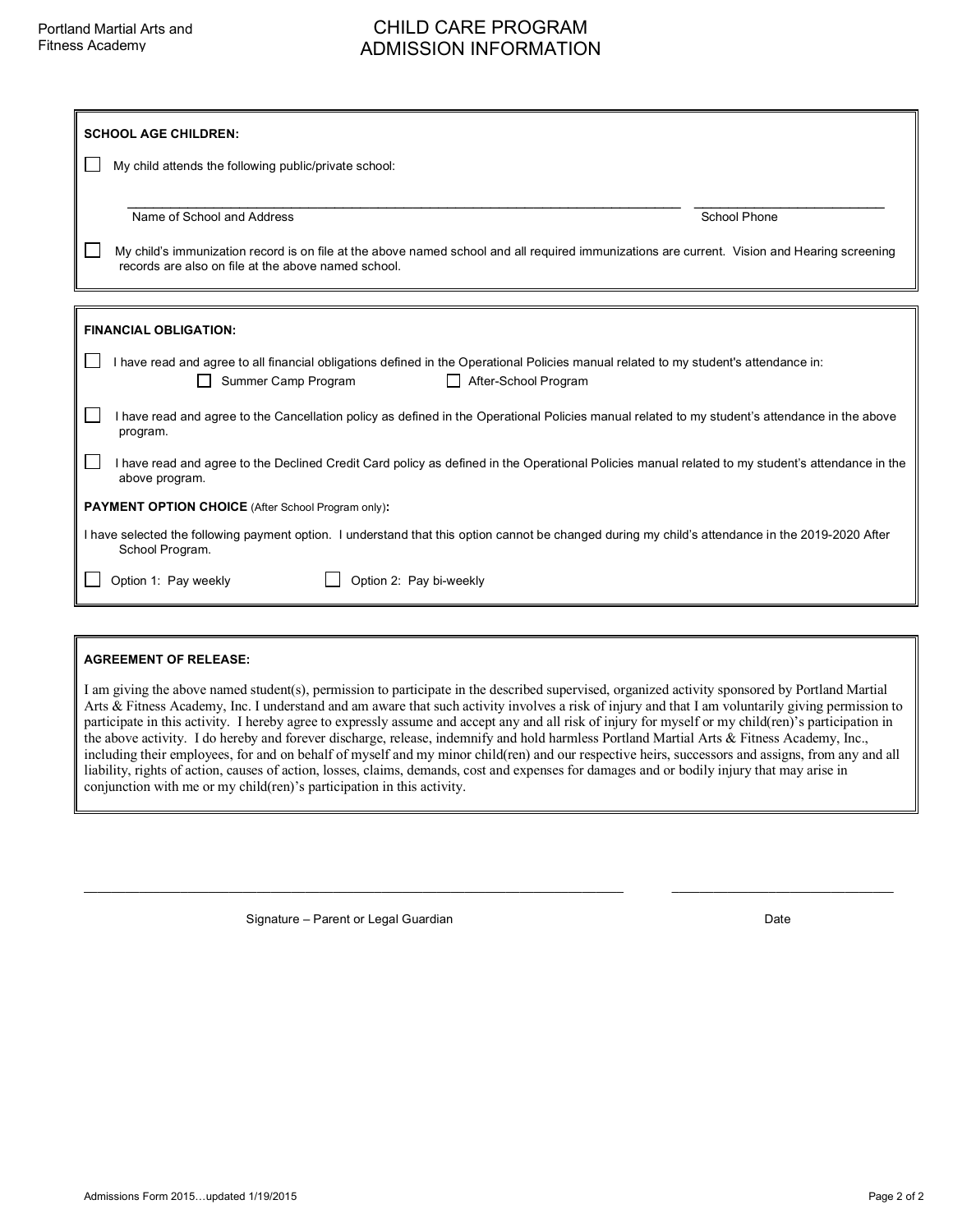Portland Martial Arts and Fitness Academy

# CHILD CARE PROGRAM ADMISSION INFORMATION

**SCHOOL AGE CHILDREN:**

☐ My child attends the following public/private school:

_______________________________________________ _______________________

Name of School and Address School Phone

☐ My child's immunization record is on file at the above named school and all required immunizations are current. Vision and Hearing screening records are also on file at the above named school.

**FINANCIAL OBLIGATION:**

☐ I have read and agree to all financial obligations defined in the Operational Policies manual related to my student's attendance in:

☐ Summer Camp Program ☐ After-School Program

☐ I have read and agree to the Cancellation policy as defined in the Operational Policies manual related to my student's attendance in the above program.

☐ I have read and agree to the Declined Credit Card policy as defined in the Operational Policies manual related to my student's attendance in the above program.

**PAYMENT OPTION CHOICE** (After School Program only)**:**

I have selected the following payment option. I understand that this option cannot be changed during my child's attendance in the 2019-2020 After School Program.

☐ Option 1: Pay weekly ☐ Option 2: Pay bi-weekly

**AGREEMENT OF RELEASE:**

I am giving the above named student(s), permission to participate in the described supervised, organized activity sponsored by Portland Martial Arts & Fitness Academy, Inc. I understand and am aware that such activity involves a risk of injury and that I am voluntarily giving permission to participate in this activity. I hereby agree to expressly assume and accept any and all risk of injury for myself or my child(ren)'s participation in the above activity. I do hereby and forever discharge, release, indemnify and hold harmless Portland Martial Arts & Fitness Academy, Inc., including their employees, for and on behalf of myself and my minor child(ren) and our respective heirs, successors and assigns, from any and all liability, rights of action, causes of action, losses, claims, demands, cost and expenses for damages and or bodily injury that may arise in conjunction with me or my child(ren)'s participation in this activity.

_______________________________________________ _______________________

Signature – Parent or Legal Guardian Date

Admissions Form 2015…updated 1/19/2015